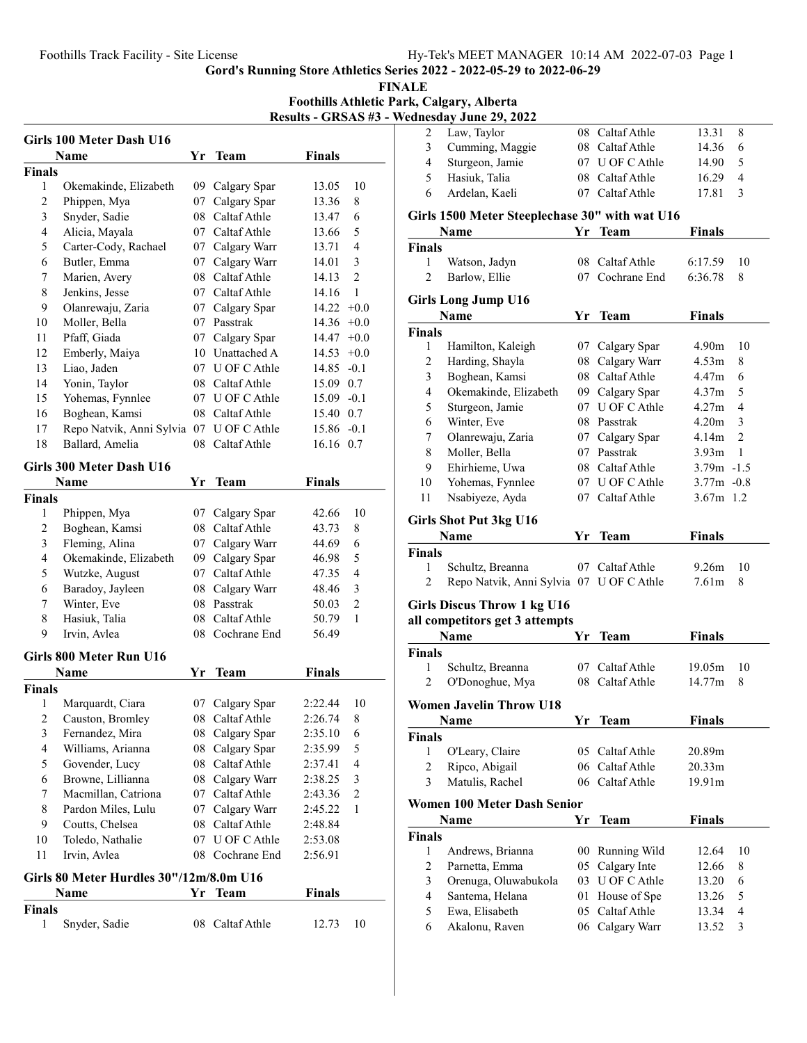**Gord's Running Store Athletics Series 2022 - 2022-05-29 to 2022-06-29**

**FINALE**

**Foothills Athletic Park, Calgary, Alberta**

**Results - GRSAS #3 - Wednesday June 29, 2022**

### Girls 100 Meter Dash U16

| | Name | Yr | Team | Finals | |
|---|---|---|---|---|---|
| **Finals** | | | | | |
| 1 | Okemakinde, Elizabeth | 09 | Calgary Spar | 13.05 | 10 |
| 2 | Phippen, Mya | 07 | Calgary Spar | 13.36 | 8 |
| 3 | Snyder, Sadie | 08 | Caltaf Athle | 13.47 | 6 |
| 4 | Alicia, Mayala | 07 | Caltaf Athle | 13.66 | 5 |
| 5 | Carter-Cody, Rachael | 07 | Calgary Warr | 13.71 | 4 |
| 6 | Butler, Emma | 07 | Calgary Warr | 14.01 | 3 |
| 7 | Marien, Avery | 08 | Caltaf Athle | 14.13 | 2 |
| 8 | Jenkins, Jesse | 07 | Caltaf Athle | 14.16 | 1 |
| 9 | Olanrewaju, Zaria | 07 | Calgary Spar | 14.22 | +0.0 |
| 10 | Moller, Bella | 07 | Passtrak | 14.36 | +0.0 |
| 11 | Pfaff, Giada | 07 | Calgary Spar | 14.47 | +0.0 |
| 12 | Emberly, Maiya | 10 | Unattached A | 14.53 | +0.0 |
| 13 | Liao, Jaden | 07 | U OF C Athle | 14.85 | -0.1 |
| 14 | Yonin, Taylor | 08 | Caltaf Athle | 15.09 | 0.7 |
| 15 | Yohemas, Fynnlee | 07 | U OF C Athle | 15.09 | -0.1 |
| 16 | Boghean, Kamsi | 08 | Caltaf Athle | 15.40 | 0.7 |
| 17 | Repo Natvik, Anni Sylvia | 07 | U OF C Athle | 15.86 | -0.1 |
| 18 | Ballard, Amelia | 08 | Caltaf Athle | 16.16 | 0.7 |

### Girls 300 Meter Dash U16

| | Name | Yr | Team | Finals | |
|---|---|---|---|---|---|
| **Finals** | | | | | |
| 1 | Phippen, Mya | 07 | Calgary Spar | 42.66 | 10 |
| 2 | Boghean, Kamsi | 08 | Caltaf Athle | 43.73 | 8 |
| 3 | Fleming, Alina | 07 | Calgary Warr | 44.69 | 6 |
| 4 | Okemakinde, Elizabeth | 09 | Calgary Spar | 46.98 | 5 |
| 5 | Wutzke, August | 07 | Caltaf Athle | 47.35 | 4 |
| 6 | Baradoy, Jayleen | 08 | Calgary Warr | 48.46 | 3 |
| 7 | Winter, Eve | 08 | Passtrak | 50.03 | 2 |
| 8 | Hasiuk, Talia | 08 | Caltaf Athle | 50.79 | 1 |
| 9 | Irvin, Avlea | 08 | Cochrane End | 56.49 | |

### Girls 800 Meter Run U16

| | Name | Yr | Team | Finals | |
|---|---|---|---|---|---|
| **Finals** | | | | | |
| 1 | Marquardt, Ciara | 07 | Calgary Spar | 2:22.44 | 10 |
| 2 | Causton, Bromley | 08 | Caltaf Athle | 2:26.74 | 8 |
| 3 | Fernandez, Mira | 08 | Calgary Spar | 2:35.10 | 6 |
| 4 | Williams, Arianna | 08 | Calgary Spar | 2:35.99 | 5 |
| 5 | Govender, Lucy | 08 | Caltaf Athle | 2:37.41 | 4 |
| 6 | Browne, Lillianna | 08 | Calgary Warr | 2:38.25 | 3 |
| 7 | Macmillan, Catriona | 07 | Caltaf Athle | 2:43.36 | 2 |
| 8 | Pardon Miles, Lulu | 07 | Calgary Warr | 2:45.22 | 1 |
| 9 | Coutts, Chelsea | 08 | Caltaf Athle | 2:48.84 | |
| 10 | Toledo, Nathalie | 07 | U OF C Athle | 2:53.08 | |
| 11 | Irvin, Avlea | 08 | Cochrane End | 2:56.91 | |

### Girls 80 Meter Hurdles 30"/12m/8.0m U16

| | Name | Yr | Team | Finals | |
|---|---|---|---|---|---|
| **Finals** | | | | | |
| 1 | Snyder, Sadie | 08 | Caltaf Athle | 12.73 | 10 |
| 2 | Law, Taylor | 08 | Caltaf Athle | 13.31 | 8 |
| 3 | Cumming, Maggie | 08 | Caltaf Athle | 14.36 | 6 |
| 4 | Sturgeon, Jamie | 07 | U OF C Athle | 14.90 | 5 |
| 5 | Hasiuk, Talia | 08 | Caltaf Athle | 16.29 | 4 |
| 6 | Ardelan, Kaeli | 07 | Caltaf Athle | 17.81 | 3 |

### Girls 1500 Meter Steeplechase 30" with wat U16

| | Name | Yr | Team | Finals | |
|---|---|---|---|---|---|
| **Finals** | | | | | |
| 1 | Watson, Jadyn | 08 | Caltaf Athle | 6:17.59 | 10 |
| 2 | Barlow, Ellie | 07 | Cochrane End | 6:36.78 | 8 |

### Girls Long Jump U16

| | Name | Yr | Team | Finals | |
|---|---|---|---|---|---|
| **Finals** | | | | | |
| 1 | Hamilton, Kaleigh | 07 | Calgary Spar | 4.90m | 10 |
| 2 | Harding, Shayla | 08 | Calgary Warr | 4.53m | 8 |
| 3 | Boghean, Kamsi | 08 | Caltaf Athle | 4.47m | 6 |
| 4 | Okemakinde, Elizabeth | 09 | Calgary Spar | 4.37m | 5 |
| 5 | Sturgeon, Jamie | 07 | U OF C Athle | 4.27m | 4 |
| 6 | Winter, Eve | 08 | Passtrak | 4.20m | 3 |
| 7 | Olanrewaju, Zaria | 07 | Calgary Spar | 4.14m | 2 |
| 8 | Moller, Bella | 07 | Passtrak | 3.93m | 1 |
| 9 | Ehirhieme, Uwa | 08 | Caltaf Athle | 3.79m | -1.5 |
| 10 | Yohemas, Fynnlee | 07 | U OF C Athle | 3.77m | -0.8 |
| 11 | Nsabiyeze, Ayda | 07 | Caltaf Athle | 3.67m | 1.2 |

### Girls Shot Put 3kg U16

| | Name | Yr | Team | Finals | |
|---|---|---|---|---|---|
| **Finals** | | | | | |
| 1 | Schultz, Breanna | 07 | Caltaf Athle | 9.26m | 10 |
| 2 | Repo Natvik, Anni Sylvia | 07 | U OF C Athle | 7.61m | 8 |

### Girls Discus Throw 1 kg U16

**all competitors get 3 attempts**

| | Name | Yr | Team | Finals | |
|---|---|---|---|---|---|
| **Finals** | | | | | |
| 1 | Schultz, Breanna | 07 | Caltaf Athle | 19.05m | 10 |
| 2 | O'Donoghue, Mya | 08 | Caltaf Athle | 14.77m | 8 |

### Women Javelin Throw U18

| | Name | Yr | Team | Finals |
|---|---|---|---|---|
| **Finals** | | | | |
| 1 | O'Leary, Claire | 05 | Caltaf Athle | 20.89m |
| 2 | Ripco, Abigail | 06 | Caltaf Athle | 20.33m |
| 3 | Matulis, Rachel | 06 | Caltaf Athle | 19.91m |

### Women 100 Meter Dash Senior

| | Name | Yr | Team | Finals | |
|---|---|---|---|---|---|
| **Finals** | | | | | |
| 1 | Andrews, Brianna | 00 | Running Wild | 12.64 | 10 |
| 2 | Parnetta, Emma | 05 | Calgary Inte | 12.66 | 8 |
| 3 | Orenuga, Oluwabukola | 03 | U OF C Athle | 13.20 | 6 |
| 4 | Santema, Helana | 01 | House of Spe | 13.26 | 5 |
| 5 | Ewa, Elisabeth | 05 | Caltaf Athle | 13.34 | 4 |
| 6 | Akalonu, Raven | 06 | Calgary Warr | 13.52 | 3 |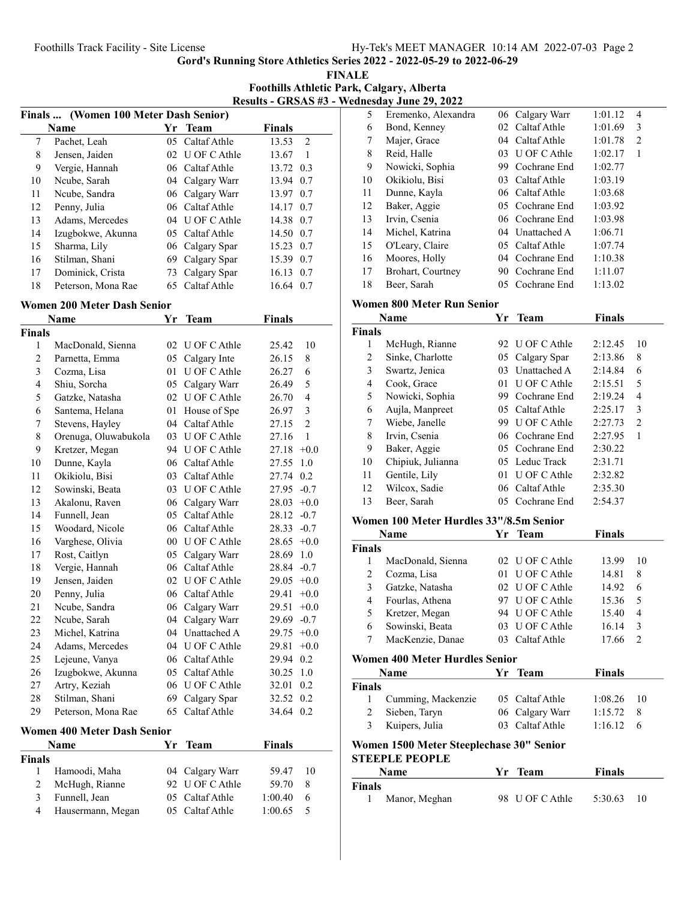**Gord's Running Store Athletics Series 2022 - 2022-05-29 to 2022-06-29**

**FINALE**

**Foothills Athletic Park, Calgary, Alberta**

**Results - GRSAS #3 - Wednesday June 29, 2022**

### Finals ... (Women 100 Meter Dash Senior)

| | Name | Yr | Team | Finals | |
|---|---|---|---|---|---|
| 7 | Pachet, Leah | 05 | Caltaf Athle | 13.53 | 2 |
| 8 | Jensen, Jaiden | 02 | U OF C Athle | 13.67 | 1 |
| 9 | Vergie, Hannah | 06 | Caltaf Athle | 13.72 | 0.3 |
| 10 | Ncube, Sarah | 04 | Calgary Warr | 13.94 | 0.7 |
| 11 | Ncube, Sandra | 06 | Calgary Warr | 13.97 | 0.7 |
| 12 | Penny, Julia | 06 | Caltaf Athle | 14.17 | 0.7 |
| 13 | Adams, Mercedes | 04 | U OF C Athle | 14.38 | 0.7 |
| 14 | Izugbokwe, Akunna | 05 | Caltaf Athle | 14.50 | 0.7 |
| 15 | Sharma, Lily | 06 | Calgary Spar | 15.23 | 0.7 |
| 16 | Stilman, Shani | 69 | Calgary Spar | 15.39 | 0.7 |
| 17 | Dominick, Crista | 73 | Calgary Spar | 16.13 | 0.7 |
| 18 | Peterson, Mona Rae | 65 | Caltaf Athle | 16.64 | 0.7 |

### Women 200 Meter Dash Senior

| | Name | Yr | Team | Finals | |
|---|---|---|---|---|---|
| **Finals** | | | | | |
| 1 | MacDonald, Sienna | 02 | U OF C Athle | 25.42 | 10 |
| 2 | Parnetta, Emma | 05 | Calgary Inte | 26.15 | 8 |
| 3 | Cozma, Lisa | 01 | U OF C Athle | 26.27 | 6 |
| 4 | Shiu, Sorcha | 05 | Calgary Warr | 26.49 | 5 |
| 5 | Gatzke, Natasha | 02 | U OF C Athle | 26.70 | 4 |
| 6 | Santema, Helana | 01 | House of Spe | 26.97 | 3 |
| 7 | Stevens, Hayley | 04 | Caltaf Athle | 27.15 | 2 |
| 8 | Orenuga, Oluwabukola | 03 | U OF C Athle | 27.16 | 1 |
| 9 | Kretzer, Megan | 94 | U OF C Athle | 27.18 | +0.0 |
| 10 | Dunne, Kayla | 06 | Caltaf Athle | 27.55 | 1.0 |
| 11 | Okikiolu, Bisi | 03 | Caltaf Athle | 27.74 | 0.2 |
| 12 | Sowinski, Beata | 03 | U OF C Athle | 27.95 | -0.7 |
| 13 | Akalonu, Raven | 06 | Calgary Warr | 28.03 | +0.0 |
| 14 | Funnell, Jean | 05 | Caltaf Athle | 28.12 | -0.7 |
| 15 | Woodard, Nicole | 06 | Caltaf Athle | 28.33 | -0.7 |
| 16 | Varghese, Olivia | 00 | U OF C Athle | 28.65 | +0.0 |
| 17 | Rost, Caitlyn | 05 | Calgary Warr | 28.69 | 1.0 |
| 18 | Vergie, Hannah | 06 | Caltaf Athle | 28.84 | -0.7 |
| 19 | Jensen, Jaiden | 02 | U OF C Athle | 29.05 | +0.0 |
| 20 | Penny, Julia | 06 | Caltaf Athle | 29.41 | +0.0 |
| 21 | Ncube, Sandra | 06 | Calgary Warr | 29.51 | +0.0 |
| 22 | Ncube, Sarah | 04 | Calgary Warr | 29.69 | -0.7 |
| 23 | Michel, Katrina | 04 | Unattached A | 29.75 | +0.0 |
| 24 | Adams, Mercedes | 04 | U OF C Athle | 29.81 | +0.0 |
| 25 | Lejeune, Vanya | 06 | Caltaf Athle | 29.94 | 0.2 |
| 26 | Izugbokwe, Akunna | 05 | Caltaf Athle | 30.25 | 1.0 |
| 27 | Artry, Keziah | 06 | U OF C Athle | 32.01 | 0.2 |
| 28 | Stilman, Shani | 69 | Calgary Spar | 32.52 | 0.2 |
| 29 | Peterson, Mona Rae | 65 | Caltaf Athle | 34.64 | 0.2 |

### Women 400 Meter Dash Senior

| | Name | Yr | Team | Finals | |
|---|---|---|---|---|---|
| **Finals** | | | | | |
| 1 | Hamoodi, Maha | 04 | Calgary Warr | 59.47 | 10 |
| 2 | McHugh, Rianne | 92 | U OF C Athle | 59.70 | 8 |
| 3 | Funnell, Jean | 05 | Caltaf Athle | 1:00.40 | 6 |
| 4 | Hausermann, Megan | 05 | Caltaf Athle | 1:00.65 | 5 |
| 5 | Eremenko, Alexandra | 06 | Calgary Warr | 1:01.12 | 4 |
| 6 | Bond, Kenney | 02 | Caltaf Athle | 1:01.69 | 3 |
| 7 | Majer, Grace | 04 | Caltaf Athle | 1:01.78 | 2 |
| 8 | Reid, Halle | 03 | U OF C Athle | 1:02.17 | 1 |
| 9 | Nowicki, Sophia | 99 | Cochrane End | 1:02.77 | |
| 10 | Okikiolu, Bisi | 03 | Caltaf Athle | 1:03.19 | |
| 11 | Dunne, Kayla | 06 | Caltaf Athle | 1:03.68 | |
| 12 | Baker, Aggie | 05 | Cochrane End | 1:03.92 | |
| 13 | Irvin, Csenia | 06 | Cochrane End | 1:03.98 | |
| 14 | Michel, Katrina | 04 | Unattached A | 1:06.71 | |
| 15 | O'Leary, Claire | 05 | Caltaf Athle | 1:07.74 | |
| 16 | Moores, Holly | 04 | Cochrane End | 1:10.38 | |
| 17 | Brohart, Courtney | 90 | Cochrane End | 1:11.07 | |
| 18 | Beer, Sarah | 05 | Cochrane End | 1:13.02 | |

### Women 800 Meter Run Senior

| | Name | Yr | Team | Finals | |
|---|---|---|---|---|---|
| **Finals** | | | | | |
| 1 | McHugh, Rianne | 92 | U OF C Athle | 2:12.45 | 10 |
| 2 | Sinke, Charlotte | 05 | Calgary Spar | 2:13.86 | 8 |
| 3 | Swartz, Jenica | 03 | Unattached A | 2:14.84 | 6 |
| 4 | Cook, Grace | 01 | U OF C Athle | 2:15.51 | 5 |
| 5 | Nowicki, Sophia | 99 | Cochrane End | 2:19.24 | 4 |
| 6 | Aujla, Manpreet | 05 | Caltaf Athle | 2:25.17 | 3 |
| 7 | Wiebe, Janelle | 99 | U OF C Athle | 2:27.73 | 2 |
| 8 | Irvin, Csenia | 06 | Cochrane End | 2:27.95 | 1 |
| 9 | Baker, Aggie | 05 | Cochrane End | 2:30.22 | |
| 10 | Chipiuk, Julianna | 05 | Leduc Track | 2:31.71 | |
| 11 | Gentile, Lily | 01 | U OF C Athle | 2:32.82 | |
| 12 | Wilcox, Sadie | 06 | Caltaf Athle | 2:35.30 | |
| 13 | Beer, Sarah | 05 | Cochrane End | 2:54.37 | |

### Women 100 Meter Hurdles 33"/8.5m Senior

| | Name | Yr | Team | Finals | |
|---|---|---|---|---|---|
| **Finals** | | | | | |
| 1 | MacDonald, Sienna | 02 | U OF C Athle | 13.99 | 10 |
| 2 | Cozma, Lisa | 01 | U OF C Athle | 14.81 | 8 |
| 3 | Gatzke, Natasha | 02 | U OF C Athle | 14.92 | 6 |
| 4 | Fourlas, Athena | 97 | U OF C Athle | 15.36 | 5 |
| 5 | Kretzer, Megan | 94 | U OF C Athle | 15.40 | 4 |
| 6 | Sowinski, Beata | 03 | U OF C Athle | 16.14 | 3 |
| 7 | MacKenzie, Danae | 03 | Caltaf Athle | 17.66 | 2 |

### Women 400 Meter Hurdles Senior

| | Name | Yr | Team | Finals | |
|---|---|---|---|---|---|
| **Finals** | | | | | |
| 1 | Cumming, Mackenzie | 05 | Caltaf Athle | 1:08.26 | 10 |
| 2 | Sieben, Taryn | 06 | Calgary Warr | 1:15.72 | 8 |
| 3 | Kuipers, Julia | 03 | Caltaf Athle | 1:16.12 | 6 |

### Women 1500 Meter Steeplechase 30" Senior

**STEEPLE PEOPLE**

| | Name | Yr | Team | Finals | |
|---|---|---|---|---|---|
| **Finals** | | | | | |
| 1 | Manor, Meghan | 98 | U OF C Athle | 5:30.63 | 10 |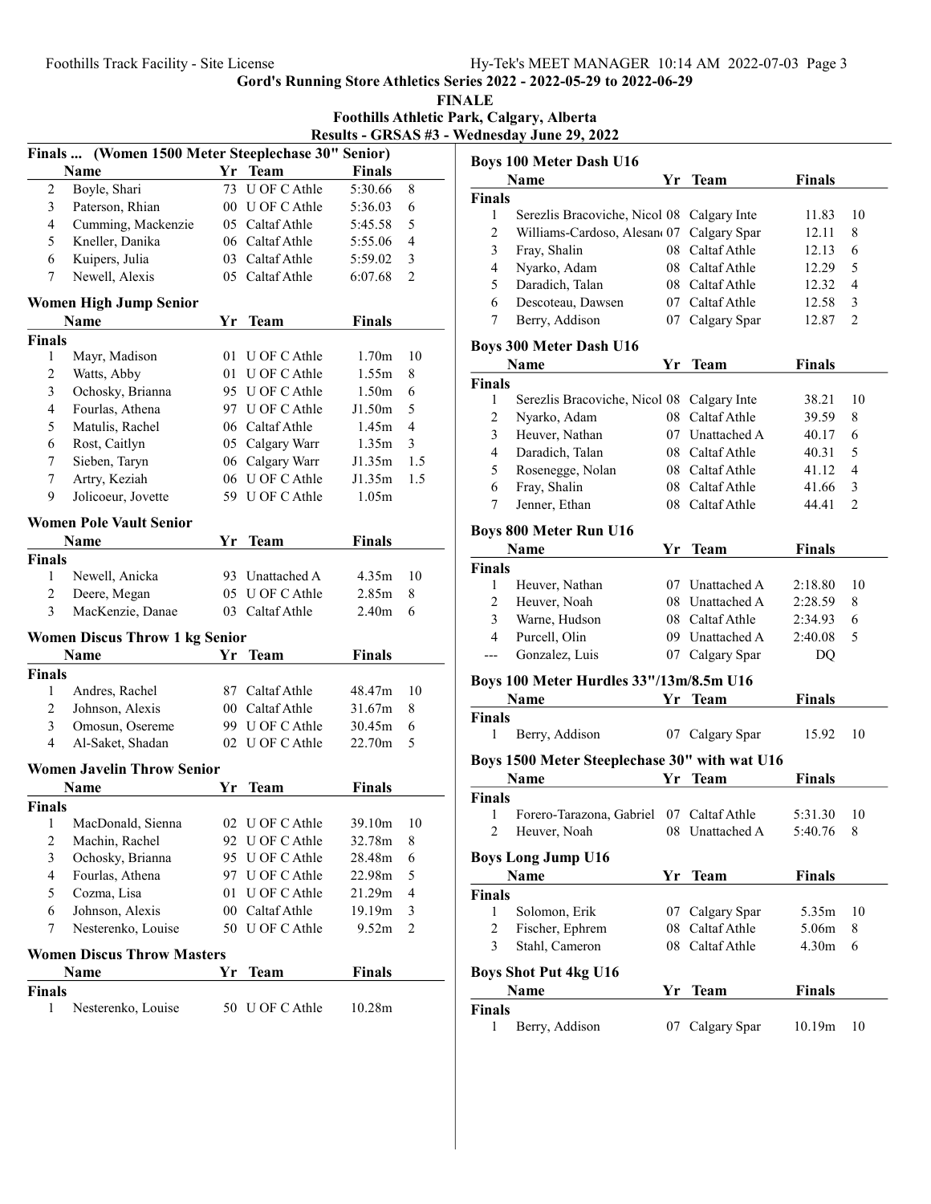Gord's Running Store Athletics Series 2022 - 2022-05-29 to 2022-06-29

FINALE

Foothills Athletic Park, Calgary, Alberta

Results - GRSAS #3 - Wednesday June 29, 2022

### Finals ... (Women 1500 Meter Steeplechase 30" Senior)

| | Name | Yr | Team | Finals | |
|---|---|---|---|---|---|
| 2 | Boyle, Shari | 73 | U OF C Athle | 5:30.66 | 8 |
| 3 | Paterson, Rhian | 00 | U OF C Athle | 5:36.03 | 6 |
| 4 | Cumming, Mackenzie | 05 | Caltaf Athle | 5:45.58 | 5 |
| 5 | Kneller, Danika | 06 | Caltaf Athle | 5:55.06 | 4 |
| 6 | Kuipers, Julia | 03 | Caltaf Athle | 5:59.02 | 3 |
| 7 | Newell, Alexis | 05 | Caltaf Athle | 6:07.68 | 2 |

### Women High Jump Senior

| | Name | Yr | Team | Finals | |
|---|---|---|---|---|---|
| **Finals** | | | | | |
| 1 | Mayr, Madison | 01 | U OF C Athle | 1.70m | 10 |
| 2 | Watts, Abby | 01 | U OF C Athle | 1.55m | 8 |
| 3 | Ochosky, Brianna | 95 | U OF C Athle | 1.50m | 6 |
| 4 | Fourlas, Athena | 97 | U OF C Athle | J1.50m | 5 |
| 5 | Matulis, Rachel | 06 | Caltaf Athle | 1.45m | 4 |
| 6 | Rost, Caitlyn | 05 | Calgary Warr | 1.35m | 3 |
| 7 | Sieben, Taryn | 06 | Calgary Warr | J1.35m | 1.5 |
| 7 | Artry, Keziah | 06 | U OF C Athle | J1.35m | 1.5 |
| 9 | Jolicoeur, Jovette | 59 | U OF C Athle | 1.05m | |

### Women Pole Vault Senior

| | Name | Yr | Team | Finals | |
|---|---|---|---|---|---|
| **Finals** | | | | | |
| 1 | Newell, Anicka | 93 | Unattached A | 4.35m | 10 |
| 2 | Deere, Megan | 05 | U OF C Athle | 2.85m | 8 |
| 3 | MacKenzie, Danae | 03 | Caltaf Athle | 2.40m | 6 |

### Women Discus Throw 1 kg Senior

| | Name | Yr | Team | Finals | |
|---|---|---|---|---|---|
| **Finals** | | | | | |
| 1 | Andres, Rachel | 87 | Caltaf Athle | 48.47m | 10 |
| 2 | Johnson, Alexis | 00 | Caltaf Athle | 31.67m | 8 |
| 3 | Omosun, Osereme | 99 | U OF C Athle | 30.45m | 6 |
| 4 | Al-Saket, Shadan | 02 | U OF C Athle | 22.70m | 5 |

### Women Javelin Throw Senior

| | Name | Yr | Team | Finals | |
|---|---|---|---|---|---|
| **Finals** | | | | | |
| 1 | MacDonald, Sienna | 02 | U OF C Athle | 39.10m | 10 |
| 2 | Machin, Rachel | 92 | U OF C Athle | 32.78m | 8 |
| 3 | Ochosky, Brianna | 95 | U OF C Athle | 28.48m | 6 |
| 4 | Fourlas, Athena | 97 | U OF C Athle | 22.98m | 5 |
| 5 | Cozma, Lisa | 01 | U OF C Athle | 21.29m | 4 |
| 6 | Johnson, Alexis | 00 | Caltaf Athle | 19.19m | 3 |
| 7 | Nesterenko, Louise | 50 | U OF C Athle | 9.52m | 2 |

### Women Discus Throw Masters

| | Name | Yr | Team | Finals |
|---|---|---|---|---|
| **Finals** | | | | |
| 1 | Nesterenko, Louise | 50 | U OF C Athle | 10.28m |

### Boys 100 Meter Dash U16

| | Name | Yr | Team | Finals | |
|---|---|---|---|---|---|
| **Finals** | | | | | |
| 1 | Serezlis Bracoviche, Nicol | 08 | Calgary Inte | 11.83 | 10 |
| 2 | Williams-Cardoso, Alesan | 07 | Calgary Spar | 12.11 | 8 |
| 3 | Fray, Shalin | 08 | Caltaf Athle | 12.13 | 6 |
| 4 | Nyarko, Adam | 08 | Caltaf Athle | 12.29 | 5 |
| 5 | Daradich, Talan | 08 | Caltaf Athle | 12.32 | 4 |
| 6 | Descoteau, Dawsen | 07 | Caltaf Athle | 12.58 | 3 |
| 7 | Berry, Addison | 07 | Calgary Spar | 12.87 | 2 |

### Boys 300 Meter Dash U16

| | Name | Yr | Team | Finals | |
|---|---|---|---|---|---|
| **Finals** | | | | | |
| 1 | Serezlis Bracoviche, Nicol | 08 | Calgary Inte | 38.21 | 10 |
| 2 | Nyarko, Adam | 08 | Caltaf Athle | 39.59 | 8 |
| 3 | Heuver, Nathan | 07 | Unattached A | 40.17 | 6 |
| 4 | Daradich, Talan | 08 | Caltaf Athle | 40.31 | 5 |
| 5 | Rosenegge, Nolan | 08 | Caltaf Athle | 41.12 | 4 |
| 6 | Fray, Shalin | 08 | Caltaf Athle | 41.66 | 3 |
| 7 | Jenner, Ethan | 08 | Caltaf Athle | 44.41 | 2 |

### Boys 800 Meter Run U16

| | Name | Yr | Team | Finals | |
|---|---|---|---|---|---|
| **Finals** | | | | | |
| 1 | Heuver, Nathan | 07 | Unattached A | 2:18.80 | 10 |
| 2 | Heuver, Noah | 08 | Unattached A | 2:28.59 | 8 |
| 3 | Warne, Hudson | 08 | Caltaf Athle | 2:34.93 | 6 |
| 4 | Purcell, Olin | 09 | Unattached A | 2:40.08 | 5 |
| --- | Gonzalez, Luis | 07 | Calgary Spar | DQ | |

### Boys 100 Meter Hurdles 33"/13m/8.5m U16

| | Name | Yr | Team | Finals | |
|---|---|---|---|---|---|
| **Finals** | | | | | |
| 1 | Berry, Addison | 07 | Calgary Spar | 15.92 | 10 |

### Boys 1500 Meter Steeplechase 30" with wat U16

| | Name | Yr | Team | Finals | |
|---|---|---|---|---|---|
| **Finals** | | | | | |
| 1 | Forero-Tarazona, Gabriel | 07 | Caltaf Athle | 5:31.30 | 10 |
| 2 | Heuver, Noah | 08 | Unattached A | 5:40.76 | 8 |

### Boys Long Jump U16

| | Name | Yr | Team | Finals | |
|---|---|---|---|---|---|
| **Finals** | | | | | |
| 1 | Solomon, Erik | 07 | Calgary Spar | 5.35m | 10 |
| 2 | Fischer, Ephrem | 08 | Caltaf Athle | 5.06m | 8 |
| 3 | Stahl, Cameron | 08 | Caltaf Athle | 4.30m | 6 |

### Boys Shot Put 4kg U16

| | Name | Yr | Team | Finals | |
|---|---|---|---|---|---|
| **Finals** | | | | | |
| 1 | Berry, Addison | 07 | Calgary Spar | 10.19m | 10 |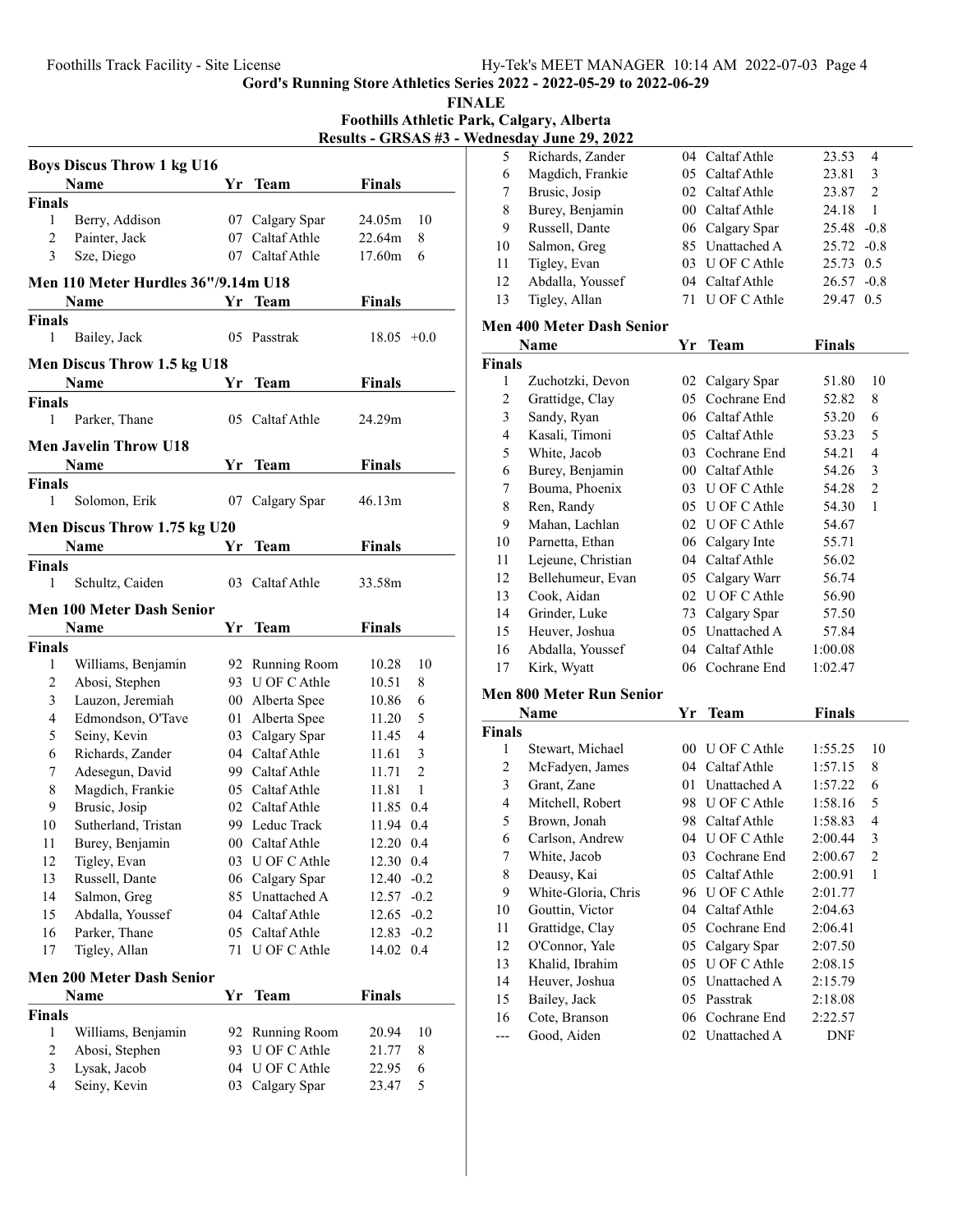Gord's Running Store Athletics Series 2022 - 2022-05-29 to 2022-06-29

**FINALE**

**Foothills Athletic Park, Calgary, Alberta**

**Results - GRSAS #3 - Wednesday June 29, 2022**

### Boys Discus Throw 1 kg U16

| | Name | Yr | Team | Finals | |
|---|---|---|---|---|---|
| **Finals** | | | | | |
| 1 | Berry, Addison | 07 | Calgary Spar | 24.05m | 10 |
| 2 | Painter, Jack | 07 | Caltaf Athle | 22.64m | 8 |
| 3 | Sze, Diego | 07 | Caltaf Athle | 17.60m | 6 |

### Men 110 Meter Hurdles 36"/9.14m U18

| | Name | Yr | Team | Finals | |
|---|---|---|---|---|---|
| **Finals** | | | | | |
| 1 | Bailey, Jack | 05 | Passtrak | 18.05 | +0.0 |

### Men Discus Throw 1.5 kg U18

| | Name | Yr | Team | Finals |
|---|---|---|---|---|
| **Finals** | | | | |
| 1 | Parker, Thane | 05 | Caltaf Athle | 24.29m |

### Men Javelin Throw U18

| | Name | Yr | Team | Finals |
|---|---|---|---|---|
| **Finals** | | | | |
| 1 | Solomon, Erik | 07 | Calgary Spar | 46.13m |

### Men Discus Throw 1.75 kg U20

| | Name | Yr | Team | Finals |
|---|---|---|---|---|
| **Finals** | | | | |
| 1 | Schultz, Caiden | 03 | Caltaf Athle | 33.58m |

### Men 100 Meter Dash Senior

| | Name | Yr | Team | Finals | |
|---|---|---|---|---|---|
| **Finals** | | | | | |
| 1 | Williams, Benjamin | 92 | Running Room | 10.28 | 10 |
| 2 | Abosi, Stephen | 93 | U OF C Athle | 10.51 | 8 |
| 3 | Lauzon, Jeremiah | 00 | Alberta Spee | 10.86 | 6 |
| 4 | Edmondson, O'Tave | 01 | Alberta Spee | 11.20 | 5 |
| 5 | Seiny, Kevin | 03 | Calgary Spar | 11.45 | 4 |
| 6 | Richards, Zander | 04 | Caltaf Athle | 11.61 | 3 |
| 7 | Adesegun, David | 99 | Caltaf Athle | 11.71 | 2 |
| 8 | Magdich, Frankie | 05 | Caltaf Athle | 11.81 | 1 |
| 9 | Brusic, Josip | 02 | Caltaf Athle | 11.85 | 0.4 |
| 10 | Sutherland, Tristan | 99 | Leduc Track | 11.94 | 0.4 |
| 11 | Burey, Benjamin | 00 | Caltaf Athle | 12.20 | 0.4 |
| 12 | Tigley, Evan | 03 | U OF C Athle | 12.30 | 0.4 |
| 13 | Russell, Dante | 06 | Calgary Spar | 12.40 | -0.2 |
| 14 | Salmon, Greg | 85 | Unattached A | 12.57 | -0.2 |
| 15 | Abdalla, Youssef | 04 | Caltaf Athle | 12.65 | -0.2 |
| 16 | Parker, Thane | 05 | Caltaf Athle | 12.83 | -0.2 |
| 17 | Tigley, Allan | 71 | U OF C Athle | 14.02 | 0.4 |

### Men 200 Meter Dash Senior

| | Name | Yr | Team | Finals | |
|---|---|---|---|---|---|
| **Finals** | | | | | |
| 1 | Williams, Benjamin | 92 | Running Room | 20.94 | 10 |
| 2 | Abosi, Stephen | 93 | U OF C Athle | 21.77 | 8 |
| 3 | Lysak, Jacob | 04 | U OF C Athle | 22.95 | 6 |
| 4 | Seiny, Kevin | 03 | Calgary Spar | 23.47 | 5 |
| 5 | Richards, Zander | 04 | Caltaf Athle | 23.53 | 4 |
| 6 | Magdich, Frankie | 05 | Caltaf Athle | 23.81 | 3 |
| 7 | Brusic, Josip | 02 | Caltaf Athle | 23.87 | 2 |
| 8 | Burey, Benjamin | 00 | Caltaf Athle | 24.18 | 1 |
| 9 | Russell, Dante | 06 | Calgary Spar | 25.48 | -0.8 |
| 10 | Salmon, Greg | 85 | Unattached A | 25.72 | -0.8 |
| 11 | Tigley, Evan | 03 | U OF C Athle | 25.73 | 0.5 |
| 12 | Abdalla, Youssef | 04 | Caltaf Athle | 26.57 | -0.8 |
| 13 | Tigley, Allan | 71 | U OF C Athle | 29.47 | 0.5 |

### Men 400 Meter Dash Senior

| | Name | Yr | Team | Finals | |
|---|---|---|---|---|---|
| **Finals** | | | | | |
| 1 | Zuchotzki, Devon | 02 | Calgary Spar | 51.80 | 10 |
| 2 | Grattidge, Clay | 05 | Cochrane End | 52.82 | 8 |
| 3 | Sandy, Ryan | 06 | Caltaf Athle | 53.20 | 6 |
| 4 | Kasali, Timoni | 05 | Caltaf Athle | 53.23 | 5 |
| 5 | White, Jacob | 03 | Cochrane End | 54.21 | 4 |
| 6 | Burey, Benjamin | 00 | Caltaf Athle | 54.26 | 3 |
| 7 | Bouma, Phoenix | 03 | U OF C Athle | 54.28 | 2 |
| 8 | Ren, Randy | 05 | U OF C Athle | 54.30 | 1 |
| 9 | Mahan, Lachlan | 02 | U OF C Athle | 54.67 | |
| 10 | Parnetta, Ethan | 06 | Calgary Inte | 55.71 | |
| 11 | Lejeune, Christian | 04 | Caltaf Athle | 56.02 | |
| 12 | Bellehumeur, Evan | 05 | Calgary Warr | 56.74 | |
| 13 | Cook, Aidan | 02 | U OF C Athle | 56.90 | |
| 14 | Grinder, Luke | 73 | Calgary Spar | 57.50 | |
| 15 | Heuver, Joshua | 05 | Unattached A | 57.84 | |
| 16 | Abdalla, Youssef | 04 | Caltaf Athle | 1:00.08 | |
| 17 | Kirk, Wyatt | 06 | Cochrane End | 1:02.47 | |

### Men 800 Meter Run Senior

| | Name | Yr | Team | Finals | |
|---|---|---|---|---|---|
| **Finals** | | | | | |
| 1 | Stewart, Michael | 00 | U OF C Athle | 1:55.25 | 10 |
| 2 | McFadyen, James | 04 | Caltaf Athle | 1:57.15 | 8 |
| 3 | Grant, Zane | 01 | Unattached A | 1:57.22 | 6 |
| 4 | Mitchell, Robert | 98 | U OF C Athle | 1:58.16 | 5 |
| 5 | Brown, Jonah | 98 | Caltaf Athle | 1:58.83 | 4 |
| 6 | Carlson, Andrew | 04 | U OF C Athle | 2:00.44 | 3 |
| 7 | White, Jacob | 03 | Cochrane End | 2:00.67 | 2 |
| 8 | Deausy, Kai | 05 | Caltaf Athle | 2:00.91 | 1 |
| 9 | White-Gloria, Chris | 96 | U OF C Athle | 2:01.77 | |
| 10 | Gouttin, Victor | 04 | Caltaf Athle | 2:04.63 | |
| 11 | Grattidge, Clay | 05 | Cochrane End | 2:06.41 | |
| 12 | O'Connor, Yale | 05 | Calgary Spar | 2:07.50 | |
| 13 | Khalid, Ibrahim | 05 | U OF C Athle | 2:08.15 | |
| 14 | Heuver, Joshua | 05 | Unattached A | 2:15.79 | |
| 15 | Bailey, Jack | 05 | Passtrak | 2:18.08 | |
| 16 | Cote, Branson | 06 | Cochrane End | 2:22.57 | |
| --- | Good, Aiden | 02 | Unattached A | DNF | |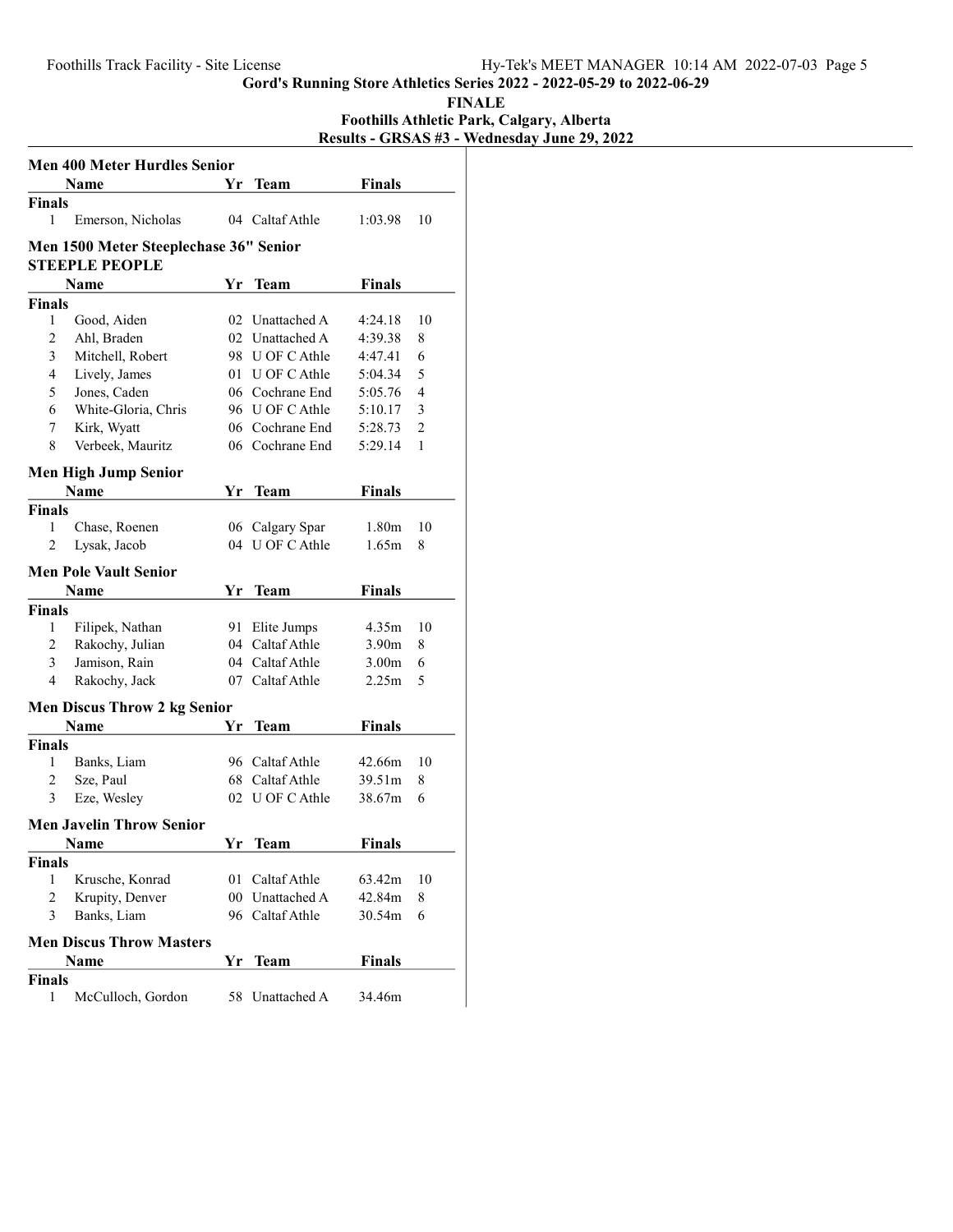# Gord's Running Store Athletics Series 2022 - 2022-05-29 to 2022-06-29

**FINALE**

**Foothills Athletic Park, Calgary, Alberta**

**Results - GRSAS #3 - Wednesday June 29, 2022**

## Men 400 Meter Hurdles Senior

| | Name | Yr | Team | Finals | |
|---|---|---|---|---|---|
| **Finals** | | | | | |
| 1 | Emerson, Nicholas | 04 | Caltaf Athle | 1:03.98 | 10 |

## Men 1500 Meter Steeplechase 36" Senior

**STEEPLE PEOPLE**

| | Name | Yr | Team | Finals | |
|---|---|---|---|---|---|
| **Finals** | | | | | |
| 1 | Good, Aiden | 02 | Unattached A | 4:24.18 | 10 |
| 2 | Ahl, Braden | 02 | Unattached A | 4:39.38 | 8 |
| 3 | Mitchell, Robert | 98 | U OF C Athle | 4:47.41 | 6 |
| 4 | Lively, James | 01 | U OF C Athle | 5:04.34 | 5 |
| 5 | Jones, Caden | 06 | Cochrane End | 5:05.76 | 4 |
| 6 | White-Gloria, Chris | 96 | U OF C Athle | 5:10.17 | 3 |
| 7 | Kirk, Wyatt | 06 | Cochrane End | 5:28.73 | 2 |
| 8 | Verbeek, Mauritz | 06 | Cochrane End | 5:29.14 | 1 |

## Men High Jump Senior

| | Name | Yr | Team | Finals | |
|---|---|---|---|---|---|
| **Finals** | | | | | |
| 1 | Chase, Roenen | 06 | Calgary Spar | 1.80m | 10 |
| 2 | Lysak, Jacob | 04 | U OF C Athle | 1.65m | 8 |

## Men Pole Vault Senior

| | Name | Yr | Team | Finals | |
|---|---|---|---|---|---|
| **Finals** | | | | | |
| 1 | Filipek, Nathan | 91 | Elite Jumps | 4.35m | 10 |
| 2 | Rakochy, Julian | 04 | Caltaf Athle | 3.90m | 8 |
| 3 | Jamison, Rain | 04 | Caltaf Athle | 3.00m | 6 |
| 4 | Rakochy, Jack | 07 | Caltaf Athle | 2.25m | 5 |

## Men Discus Throw 2 kg Senior

| | Name | Yr | Team | Finals | |
|---|---|---|---|---|---|
| **Finals** | | | | | |
| 1 | Banks, Liam | 96 | Caltaf Athle | 42.66m | 10 |
| 2 | Sze, Paul | 68 | Caltaf Athle | 39.51m | 8 |
| 3 | Eze, Wesley | 02 | U OF C Athle | 38.67m | 6 |

## Men Javelin Throw Senior

| | Name | Yr | Team | Finals | |
|---|---|---|---|---|---|
| **Finals** | | | | | |
| 1 | Krusche, Konrad | 01 | Caltaf Athle | 63.42m | 10 |
| 2 | Krupity, Denver | 00 | Unattached A | 42.84m | 8 |
| 3 | Banks, Liam | 96 | Caltaf Athle | 30.54m | 6 |

## Men Discus Throw Masters

| | Name | Yr | Team | Finals |
|---|---|---|---|---|
| **Finals** | | | | |
| 1 | McCulloch, Gordon | 58 | Unattached A | 34.46m |